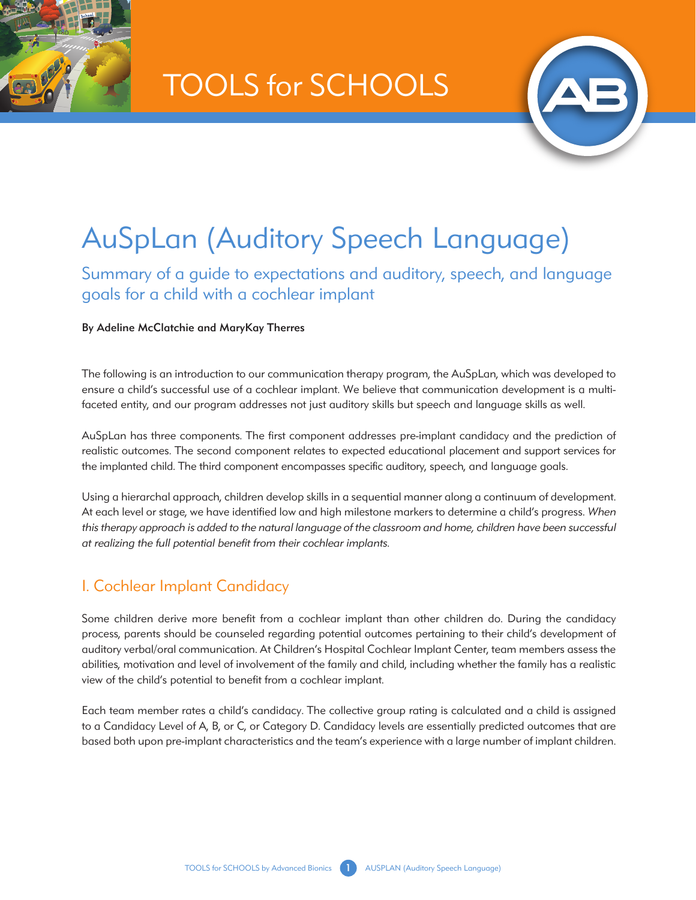# TOOLS for SCHOOLS

# AuSpLan (Auditory Speech Language)

## Summary of a guide to expectations and auditory, speech, and language goals for a child with a cochlear implant

**By Adeline McClatchie and MaryKay Therres**

The following is an introduction to our communication therapy program, the AuSpLan, which was developed to ensure a child's successful use of a cochlear implant. We believe that communication development is a multi-faceted entity, and our program addresses not just auditory skills but speech and language skills as well.

AuSpLan has three components. The first component addresses pre-implant candidacy and the prediction of realistic outcomes. The second component relates to expected educational placement and support services for the implanted child. The third component encompasses specific auditory, speech, and language goals.

Using a hierarchal approach, children develop skills in a sequential manner along a continuum of development. At each level or stage, we have identified low and high milestone markers to determine a child's progress. *When this therapy approach is added to the natural language of the classroom and home, children have been successful at realizing the full potential benefit from their cochlear implants.*

## I. Cochlear Implant Candidacy

Some children derive more benefit from a cochlear implant than other children do. During the candidacy process, parents should be counseled regarding potential outcomes pertaining to their child's development of auditory verbal/oral communication. At Children's Hospital Cochlear Implant Center, team members assess the abilities, motivation and level of involvement of the family and child, including whether the family has a realistic view of the child's potential to benefit from a cochlear implant.

Each team member rates a child's candidacy. The collective group rating is calculated and a child is assigned to a Candidacy Level of A, B, or C, or Category D. Candidacy levels are essentially predicted outcomes that are based both upon pre-implant characteristics and the team's experience with a large number of implant children.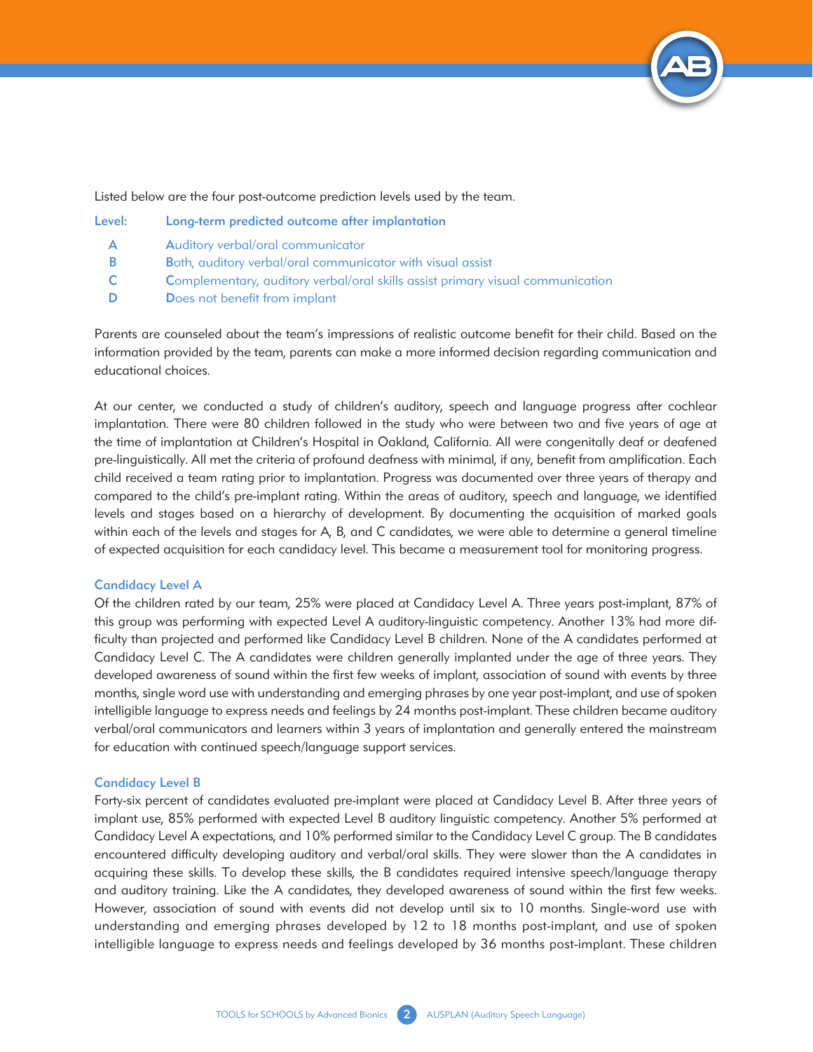Listed below are the four post-outcome prediction levels used by the team.

| Level: | Long-term predicted outcome after implantation |
|---|---|
| A | Auditory verbal/oral communicator |
| B | Both, auditory verbal/oral communicator with visual assist |
| C | Complementary, auditory verbal/oral skills assist primary visual communication |
| D | Does not benefit from implant |

Parents are counseled about the team's impressions of realistic outcome benefit for their child. Based on the information provided by the team, parents can make a more informed decision regarding communication and educational choices.

At our center, we conducted a study of children's auditory, speech and language progress after cochlear implantation. There were 80 children followed in the study who were between two and five years of age at the time of implantation at Children's Hospital in Oakland, California. All were congenitally deaf or deafened pre-linguistically. All met the criteria of profound deafness with minimal, if any, benefit from amplification. Each child received a team rating prior to implantation. Progress was documented over three years of therapy and compared to the child's pre-implant rating. Within the areas of auditory, speech and language, we identified levels and stages based on a hierarchy of development. By documenting the acquisition of marked goals within each of the levels and stages for A, B, and C candidates, we were able to determine a general timeline of expected acquisition for each candidacy level. This became a measurement tool for monitoring progress.

### Candidacy Level A

Of the children rated by our team, 25% were placed at Candidacy Level A. Three years post-implant, 87% of this group was performing with expected Level A auditory-linguistic competency. Another 13% had more difficulty than projected and performed like Candidacy Level B children. None of the A candidates performed at Candidacy Level C. The A candidates were children generally implanted under the age of three years. They developed awareness of sound within the first few weeks of implant, association of sound with events by three months, single word use with understanding and emerging phrases by one year post-implant, and use of spoken intelligible language to express needs and feelings by 24 months post-implant. These children became auditory verbal/oral communicators and learners within 3 years of implantation and generally entered the mainstream for education with continued speech/language support services.

### Candidacy Level B

Forty-six percent of candidates evaluated pre-implant were placed at Candidacy Level B. After three years of implant use, 85% performed with expected Level B auditory linguistic competency. Another 5% performed at Candidacy Level A expectations, and 10% performed similar to the Candidacy Level C group. The B candidates encountered difficulty developing auditory and verbal/oral skills. They were slower than the A candidates in acquiring these skills. To develop these skills, the B candidates required intensive speech/language therapy and auditory training. Like the A candidates, they developed awareness of sound within the first few weeks. However, association of sound with events did not develop until six to 10 months. Single-word use with understanding and emerging phrases developed by 12 to 18 months post-implant, and use of spoken intelligible language to express needs and feelings developed by 36 months post-implant. These children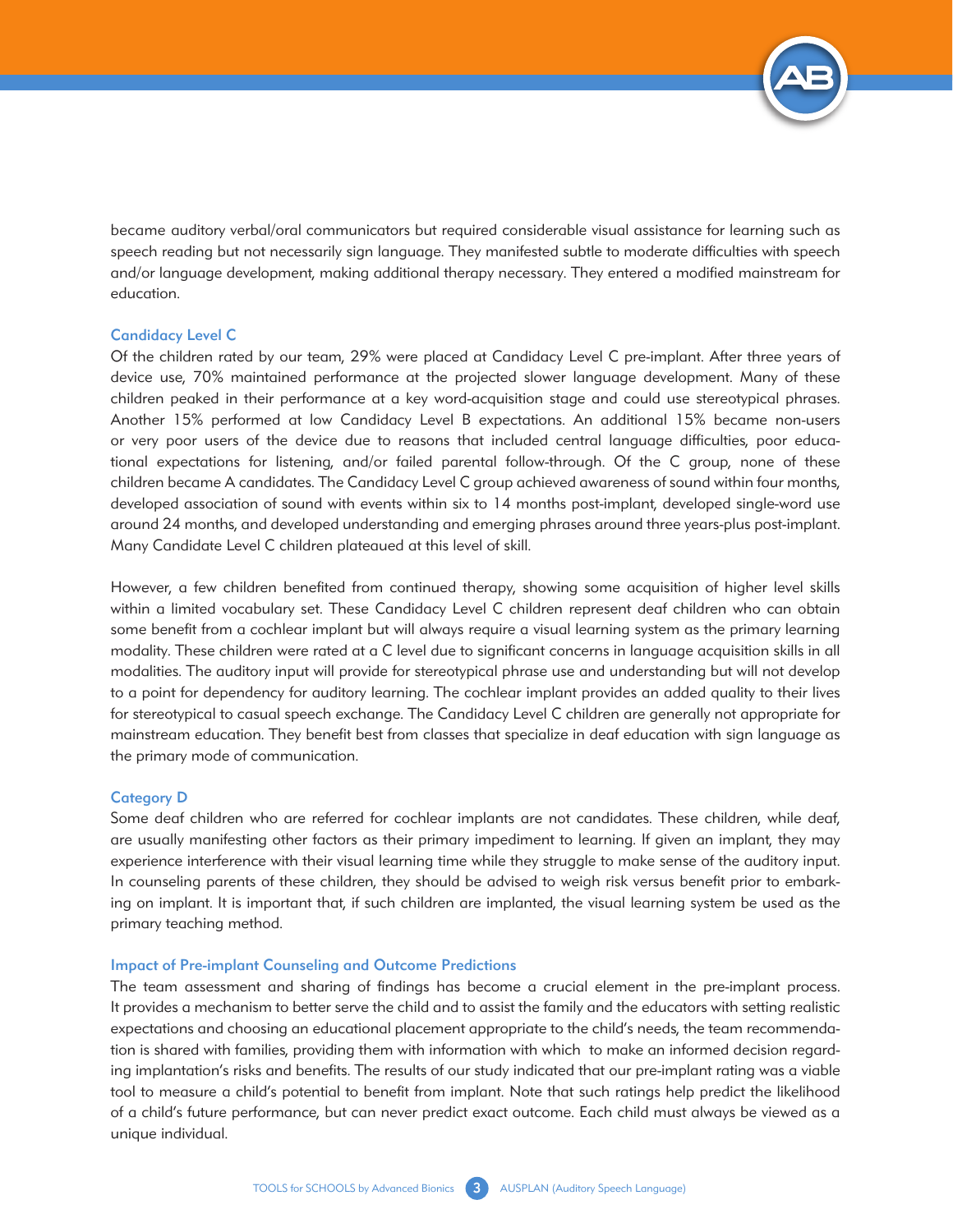became auditory verbal/oral communicators but required considerable visual assistance for learning such as speech reading but not necessarily sign language. They manifested subtle to moderate difficulties with speech and/or language development, making additional therapy necessary. They entered a modified mainstream for education.

### Candidacy Level C

Of the children rated by our team, 29% were placed at Candidacy Level C pre-implant. After three years of device use, 70% maintained performance at the projected slower language development. Many of these children peaked in their performance at a key word-acquisition stage and could use stereotypical phrases. Another 15% performed at low Candidacy Level B expectations. An additional 15% became non-users or very poor users of the device due to reasons that included central language difficulties, poor educational expectations for listening, and/or failed parental follow-through. Of the C group, none of these children became A candidates. The Candidacy Level C group achieved awareness of sound within four months, developed association of sound with events within six to 14 months post-implant, developed single-word use around 24 months, and developed understanding and emerging phrases around three years-plus post-implant. Many Candidate Level C children plateaued at this level of skill.

However, a few children benefited from continued therapy, showing some acquisition of higher level skills within a limited vocabulary set. These Candidacy Level C children represent deaf children who can obtain some benefit from a cochlear implant but will always require a visual learning system as the primary learning modality. These children were rated at a C level due to significant concerns in language acquisition skills in all modalities. The auditory input will provide for stereotypical phrase use and understanding but will not develop to a point for dependency for auditory learning. The cochlear implant provides an added quality to their lives for stereotypical to casual speech exchange. The Candidacy Level C children are generally not appropriate for mainstream education. They benefit best from classes that specialize in deaf education with sign language as the primary mode of communication.

### Category D

Some deaf children who are referred for cochlear implants are not candidates. These children, while deaf, are usually manifesting other factors as their primary impediment to learning. If given an implant, they may experience interference with their visual learning time while they struggle to make sense of the auditory input. In counseling parents of these children, they should be advised to weigh risk versus benefit prior to embarking on implant. It is important that, if such children are implanted, the visual learning system be used as the primary teaching method.

### Impact of Pre-implant Counseling and Outcome Predictions

The team assessment and sharing of findings has become a crucial element in the pre-implant process. It provides a mechanism to better serve the child and to assist the family and the educators with setting realistic expectations and choosing an educational placement appropriate to the child's needs, the team recommendation is shared with families, providing them with information with which to make an informed decision regarding implantation's risks and benefits. The results of our study indicated that our pre-implant rating was a viable tool to measure a child's potential to benefit from implant. Note that such ratings help predict the likelihood of a child's future performance, but can never predict exact outcome. Each child must always be viewed as a unique individual.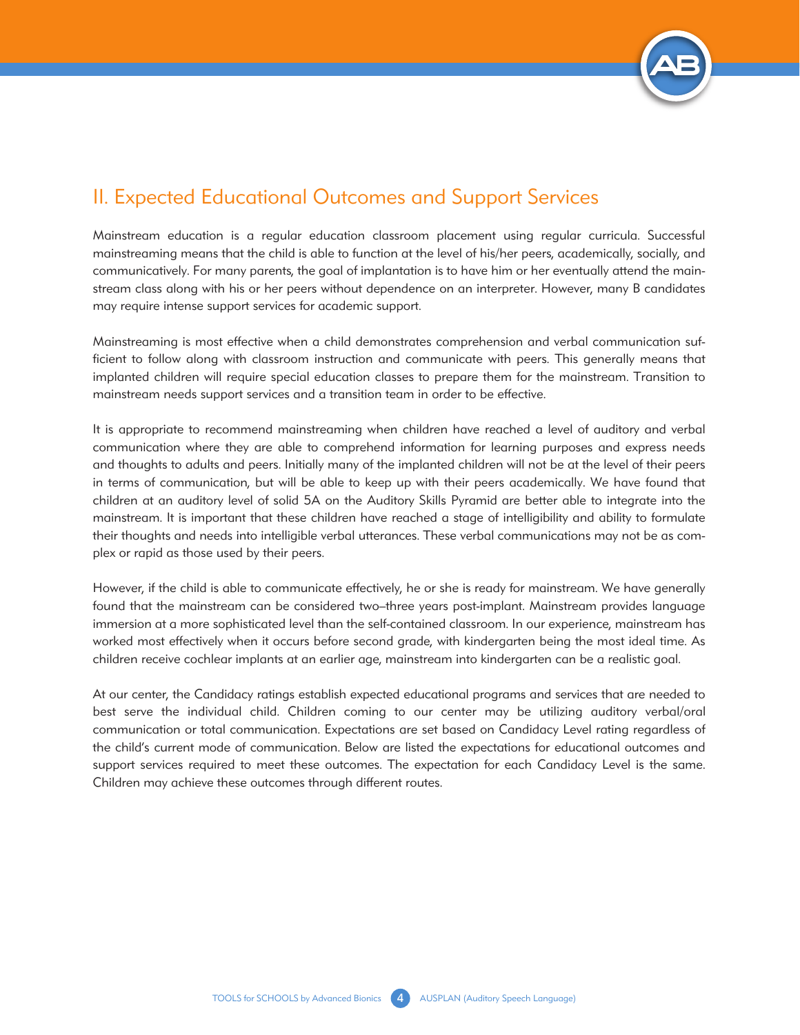## II. Expected Educational Outcomes and Support Services

Mainstream education is a regular education classroom placement using regular curricula. Successful mainstreaming means that the child is able to function at the level of his/her peers, academically, socially, and communicatively. For many parents, the goal of implantation is to have him or her eventually attend the mainstream class along with his or her peers without dependence on an interpreter. However, many B candidates may require intense support services for academic support.

Mainstreaming is most effective when a child demonstrates comprehension and verbal communication sufficient to follow along with classroom instruction and communicate with peers. This generally means that implanted children will require special education classes to prepare them for the mainstream. Transition to mainstream needs support services and a transition team in order to be effective.

It is appropriate to recommend mainstreaming when children have reached a level of auditory and verbal communication where they are able to comprehend information for learning purposes and express needs and thoughts to adults and peers. Initially many of the implanted children will not be at the level of their peers in terms of communication, but will be able to keep up with their peers academically. We have found that children at an auditory level of solid 5A on the Auditory Skills Pyramid are better able to integrate into the mainstream. It is important that these children have reached a stage of intelligibility and ability to formulate their thoughts and needs into intelligible verbal utterances. These verbal communications may not be as complex or rapid as those used by their peers.

However, if the child is able to communicate effectively, he or she is ready for mainstream. We have generally found that the mainstream can be considered two–three years post-implant. Mainstream provides language immersion at a more sophisticated level than the self-contained classroom. In our experience, mainstream has worked most effectively when it occurs before second grade, with kindergarten being the most ideal time. As children receive cochlear implants at an earlier age, mainstream into kindergarten can be a realistic goal.

At our center, the Candidacy ratings establish expected educational programs and services that are needed to best serve the individual child. Children coming to our center may be utilizing auditory verbal/oral communication or total communication. Expectations are set based on Candidacy Level rating regardless of the child's current mode of communication. Below are listed the expectations for educational outcomes and support services required to meet these outcomes. The expectation for each Candidacy Level is the same. Children may achieve these outcomes through different routes.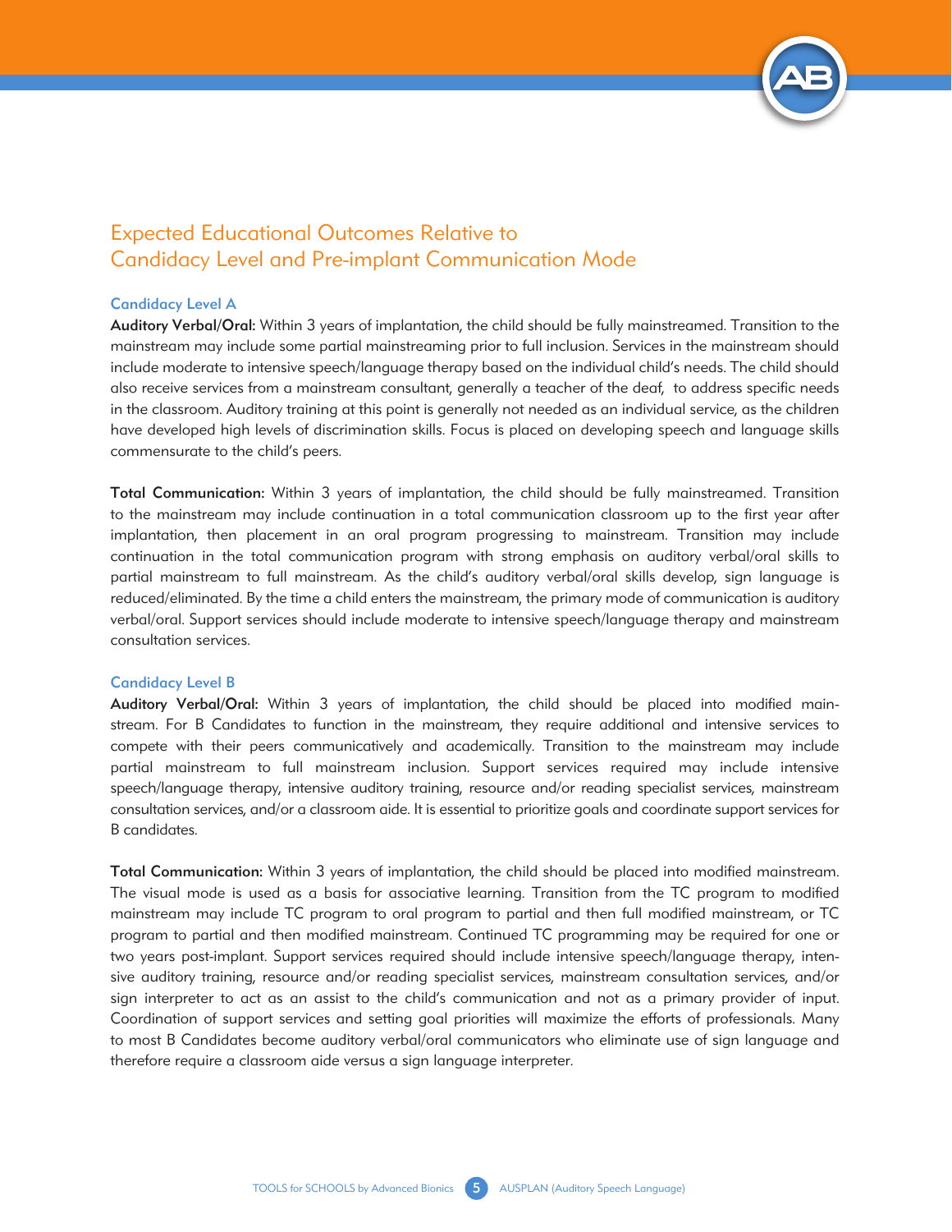# Expected Educational Outcomes Relative to Candidacy Level and Pre-implant Communication Mode

### Candidacy Level A

**Auditory Verbal/Oral:** Within 3 years of implantation, the child should be fully mainstreamed. Transition to the mainstream may include some partial mainstreaming prior to full inclusion. Services in the mainstream should include moderate to intensive speech/language therapy based on the individual child's needs. The child should also receive services from a mainstream consultant, generally a teacher of the deaf, to address specific needs in the classroom. Auditory training at this point is generally not needed as an individual service, as the children have developed high levels of discrimination skills. Focus is placed on developing speech and language skills commensurate to the child's peers.

**Total Communication:** Within 3 years of implantation, the child should be fully mainstreamed. Transition to the mainstream may include continuation in a total communication classroom up to the first year after implantation, then placement in an oral program progressing to mainstream. Transition may include continuation in the total communication program with strong emphasis on auditory verbal/oral skills to partial mainstream to full mainstream. As the child's auditory verbal/oral skills develop, sign language is reduced/eliminated. By the time a child enters the mainstream, the primary mode of communication is auditory verbal/oral. Support services should include moderate to intensive speech/language therapy and mainstream consultation services.

### Candidacy Level B

**Auditory Verbal/Oral:** Within 3 years of implantation, the child should be placed into modified mainstream. For B Candidates to function in the mainstream, they require additional and intensive services to compete with their peers communicatively and academically. Transition to the mainstream may include partial mainstream to full mainstream inclusion. Support services required may include intensive speech/language therapy, intensive auditory training, resource and/or reading specialist services, mainstream consultation services, and/or a classroom aide. It is essential to prioritize goals and coordinate support services for B candidates.

**Total Communication:** Within 3 years of implantation, the child should be placed into modified mainstream. The visual mode is used as a basis for associative learning. Transition from the TC program to modified mainstream may include TC program to oral program to partial and then full modified mainstream, or TC program to partial and then modified mainstream. Continued TC programming may be required for one or two years post-implant. Support services required should include intensive speech/language therapy, intensive auditory training, resource and/or reading specialist services, mainstream consultation services, and/or sign interpreter to act as an assist to the child's communication and not as a primary provider of input. Coordination of support services and setting goal priorities will maximize the efforts of professionals. Many to most B Candidates become auditory verbal/oral communicators who eliminate use of sign language and therefore require a classroom aide versus a sign language interpreter.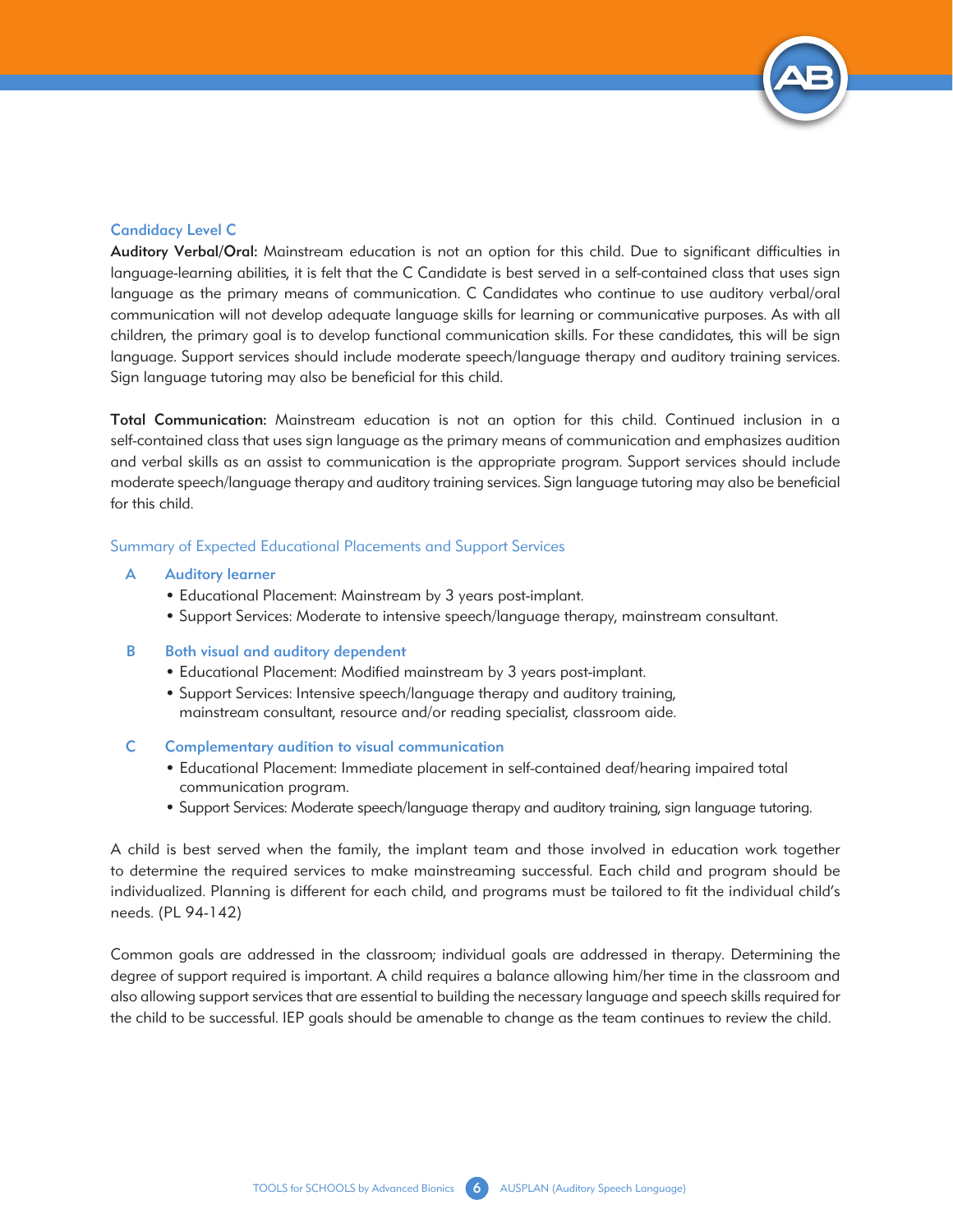### Candidacy Level C

**Auditory Verbal/Oral:** Mainstream education is not an option for this child. Due to significant difficulties in language-learning abilities, it is felt that the C Candidate is best served in a self-contained class that uses sign language as the primary means of communication. C Candidates who continue to use auditory verbal/oral communication will not develop adequate language skills for learning or communicative purposes. As with all children, the primary goal is to develop functional communication skills. For these candidates, this will be sign language. Support services should include moderate speech/language therapy and auditory training services. Sign language tutoring may also be beneficial for this child.

**Total Communication:** Mainstream education is not an option for this child. Continued inclusion in a self-contained class that uses sign language as the primary means of communication and emphasizes audition and verbal skills as an assist to communication is the appropriate program. Support services should include moderate speech/language therapy and auditory training services. Sign language tutoring may also be beneficial for this child.

### Summary of Expected Educational Placements and Support Services

**A Auditory learner**

- Educational Placement: Mainstream by 3 years post-implant.
- Support Services: Moderate to intensive speech/language therapy, mainstream consultant.

**B Both visual and auditory dependent**

- Educational Placement: Modified mainstream by 3 years post-implant.
- Support Services: Intensive speech/language therapy and auditory training, mainstream consultant, resource and/or reading specialist, classroom aide.

**C Complementary audition to visual communication**

- Educational Placement: Immediate placement in self-contained deaf/hearing impaired total communication program.
- Support Services: Moderate speech/language therapy and auditory training, sign language tutoring.

A child is best served when the family, the implant team and those involved in education work together to determine the required services to make mainstreaming successful. Each child and program should be individualized. Planning is different for each child, and programs must be tailored to fit the individual child's needs. (PL 94-142)

Common goals are addressed in the classroom; individual goals are addressed in therapy. Determining the degree of support required is important. A child requires a balance allowing him/her time in the classroom and also allowing support services that are essential to building the necessary language and speech skills required for the child to be successful. IEP goals should be amenable to change as the team continues to review the child.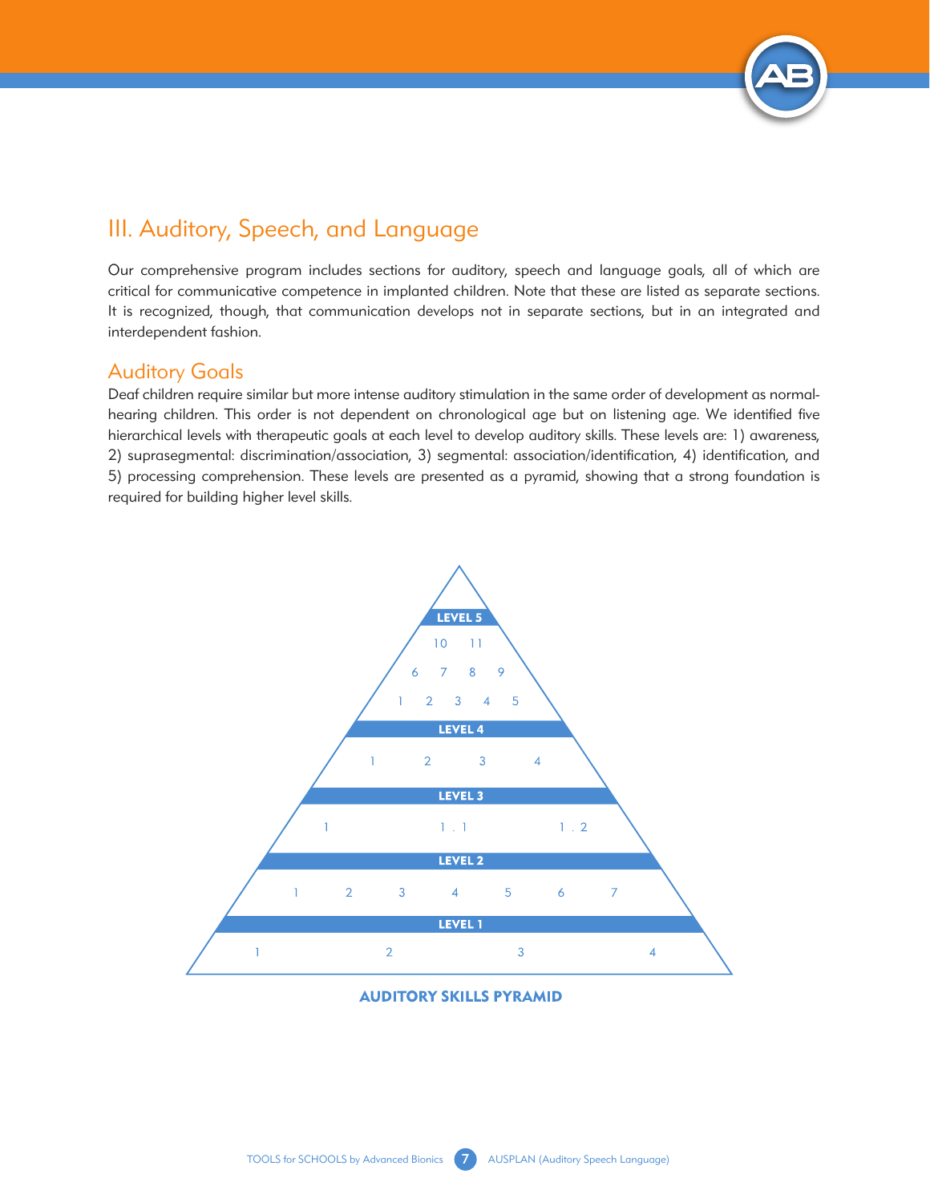# III. Auditory, Speech, and Language

Our comprehensive program includes sections for auditory, speech and language goals, all of which are critical for communicative competence in implanted children. Note that these are listed as separate sections. It is recognized, though, that communication develops not in separate sections, but in an integrated and interdependent fashion.

## Auditory Goals

Deaf children require similar but more intense auditory stimulation in the same order of development as normal-hearing children. This order is not dependent on chronological age but on listening age. We identified five hierarchical levels with therapeutic goals at each level to develop auditory skills. These levels are: 1) awareness, 2) suprasegmental: discrimination/association, 3) segmental: association/identification, 4) identification, and 5) processing comprehension. These levels are presented as a pyramid, showing that a strong foundation is required for building higher level skills.

**LEVEL 5**

10 11

6 7 8 9

1 2 3 4 5

**LEVEL 4**

1 2 3 4

**LEVEL 3**

1 1.1 1.2

**LEVEL 2**

1 2 3 4 5 6 7

**LEVEL 1**

1 2 3 4

**AUDITORY SKILLS PYRAMID**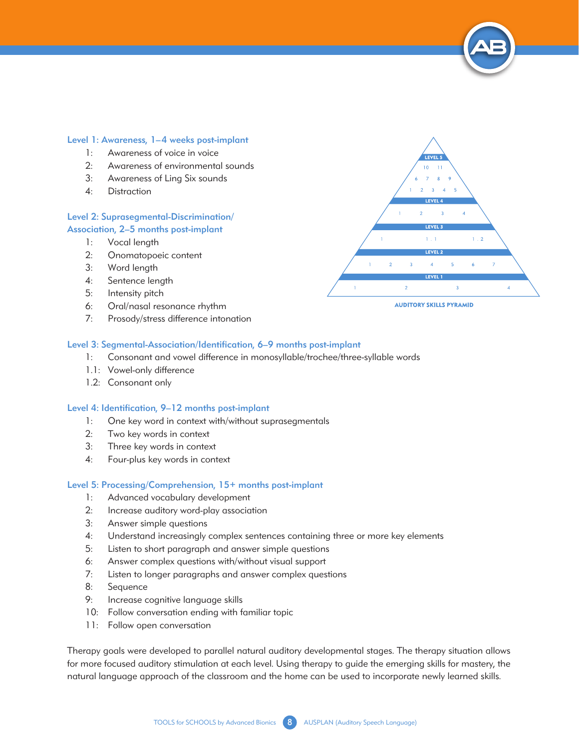### Level 1: Awareness, 1–4 weeks post-implant

1: Awareness of voice in voice
2: Awareness of environmental sounds
3: Awareness of Ling Six sounds
4: Distraction

### Level 2: Suprasegmental-Discrimination/Association, 2–5 months post-implant

1: Vocal length
2: Onomatopoeic content
3: Word length
4: Sentence length
5: Intensity pitch
6: Oral/nasal resonance rhythm
7: Prosody/stress difference intonation

LEVEL 5
10 11
6 7 8 9
1 2 3 4 5
LEVEL 4
1 2 3 4
LEVEL 3
1 1.1 1.2
LEVEL 2
1 2 3 4 5 6 7
LEVEL 1
1 2 3 4

AUDITORY SKILLS PYRAMID

### Level 3: Segmental-Association/Identification, 6–9 months post-implant

1: Consonant and vowel difference in monosyllable/trochee/three-syllable words
1.1: Vowel-only difference
1.2: Consonant only

### Level 4: Identification, 9–12 months post-implant

1: One key word in context with/without suprasegmentals
2: Two key words in context
3: Three key words in context
4: Four-plus key words in context

### Level 5: Processing/Comprehension, 15+ months post-implant

1: Advanced vocabulary development
2: Increase auditory word-play association
3: Answer simple questions
4: Understand increasingly complex sentences containing three or more key elements
5: Listen to short paragraph and answer simple questions
6: Answer complex questions with/without visual support
7: Listen to longer paragraphs and answer complex questions
8: Sequence
9: Increase cognitive language skills
10: Follow conversation ending with familiar topic
11: Follow open conversation

Therapy goals were developed to parallel natural auditory developmental stages. The therapy situation allows for more focused auditory stimulation at each level. Using therapy to guide the emerging skills for mastery, the natural language approach of the classroom and the home can be used to incorporate newly learned skills.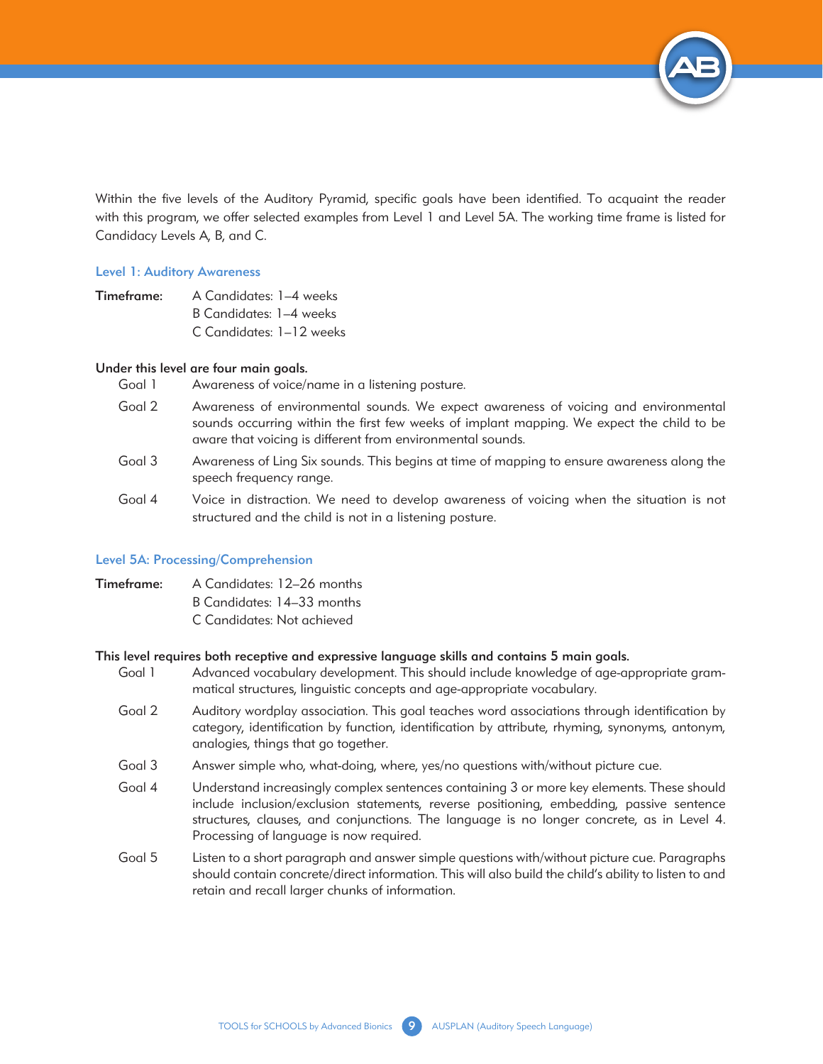Within the five levels of the Auditory Pyramid, specific goals have been identified. To acquaint the reader with this program, we offer selected examples from Level 1 and Level 5A. The working time frame is listed for Candidacy Levels A, B, and C.

### Level 1: Auditory Awareness

**Timeframe:**
A Candidates: 1–4 weeks
B Candidates: 1–4 weeks
C Candidates: 1–12 weeks

**Under this level are four main goals.**

- Goal 1 — Awareness of voice/name in a listening posture.
- Goal 2 — Awareness of environmental sounds. We expect awareness of voicing and environmental sounds occurring within the first few weeks of implant mapping. We expect the child to be aware that voicing is different from environmental sounds.
- Goal 3 — Awareness of Ling Six sounds. This begins at time of mapping to ensure awareness along the speech frequency range.
- Goal 4 — Voice in distraction. We need to develop awareness of voicing when the situation is not structured and the child is not in a listening posture.

### Level 5A: Processing/Comprehension

**Timeframe:**
A Candidates: 12–26 months
B Candidates: 14–33 months
C Candidates: Not achieved

**This level requires both receptive and expressive language skills and contains 5 main goals.**

- Goal 1 — Advanced vocabulary development. This should include knowledge of age-appropriate grammatical structures, linguistic concepts and age-appropriate vocabulary.
- Goal 2 — Auditory wordplay association. This goal teaches word associations through identification by category, identification by function, identification by attribute, rhyming, synonyms, antonym, analogies, things that go together.
- Goal 3 — Answer simple who, what-doing, where, yes/no questions with/without picture cue.
- Goal 4 — Understand increasingly complex sentences containing 3 or more key elements. These should include inclusion/exclusion statements, reverse positioning, embedding, passive sentence structures, clauses, and conjunctions. The language is no longer concrete, as in Level 4. Processing of language is now required.
- Goal 5 — Listen to a short paragraph and answer simple questions with/without picture cue. Paragraphs should contain concrete/direct information. This will also build the child's ability to listen to and retain and recall larger chunks of information.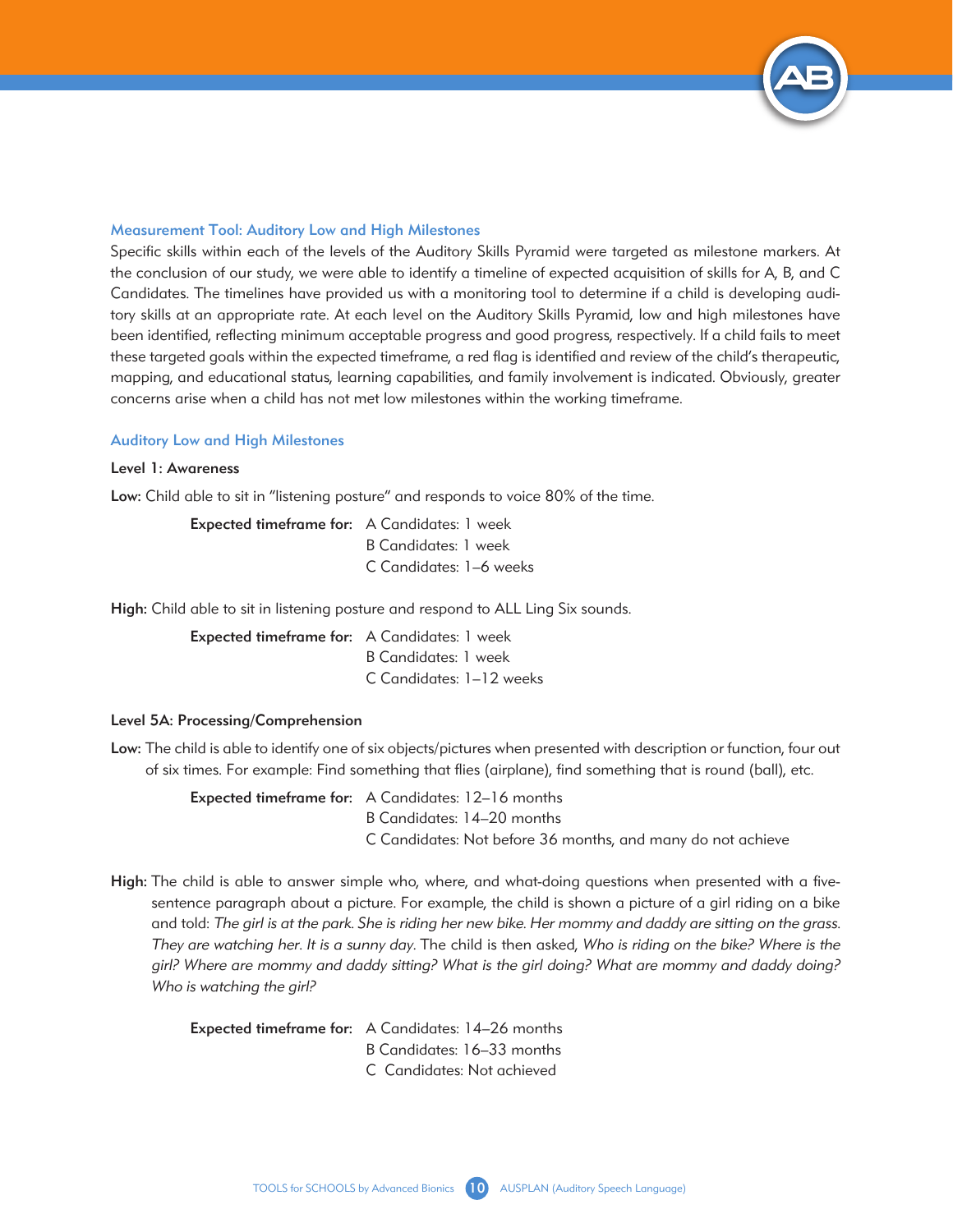### Measurement Tool: Auditory Low and High Milestones

Specific skills within each of the levels of the Auditory Skills Pyramid were targeted as milestone markers. At the conclusion of our study, we were able to identify a timeline of expected acquisition of skills for A, B, and C Candidates. The timelines have provided us with a monitoring tool to determine if a child is developing auditory skills at an appropriate rate. At each level on the Auditory Skills Pyramid, low and high milestones have been identified, reflecting minimum acceptable progress and good progress, respectively. If a child fails to meet these targeted goals within the expected timeframe, a red flag is identified and review of the child's therapeutic, mapping, and educational status, learning capabilities, and family involvement is indicated. Obviously, greater concerns arise when a child has not met low milestones within the working timeframe.

### Auditory Low and High Milestones

**Level 1: Awareness**

**Low:** Child able to sit in "listening posture" and responds to voice 80% of the time.

**Expected timeframe for:** A Candidates: 1 week
B Candidates: 1 week
C Candidates: 1–6 weeks

**High:** Child able to sit in listening posture and respond to ALL Ling Six sounds.

**Expected timeframe for:** A Candidates: 1 week
B Candidates: 1 week
C Candidates: 1–12 weeks

**Level 5A: Processing/Comprehension**

**Low:** The child is able to identify one of six objects/pictures when presented with description or function, four out of six times. For example: Find something that flies (airplane), find something that is round (ball), etc.

**Expected timeframe for:** A Candidates: 12–16 months
B Candidates: 14–20 months
C Candidates: Not before 36 months, and many do not achieve

**High:** The child is able to answer simple who, where, and what-doing questions when presented with a five-sentence paragraph about a picture. For example, the child is shown a picture of a girl riding on a bike and told: *The girl is at the park. She is riding her new bike. Her mommy and daddy are sitting on the grass. They are watching her. It is a sunny day.* The child is then asked, *Who is riding on the bike? Where is the girl? Where are mommy and daddy sitting? What is the girl doing? What are mommy and daddy doing? Who is watching the girl?*

**Expected timeframe for:** A Candidates: 14–26 months
B Candidates: 16–33 months
C Candidates: Not achieved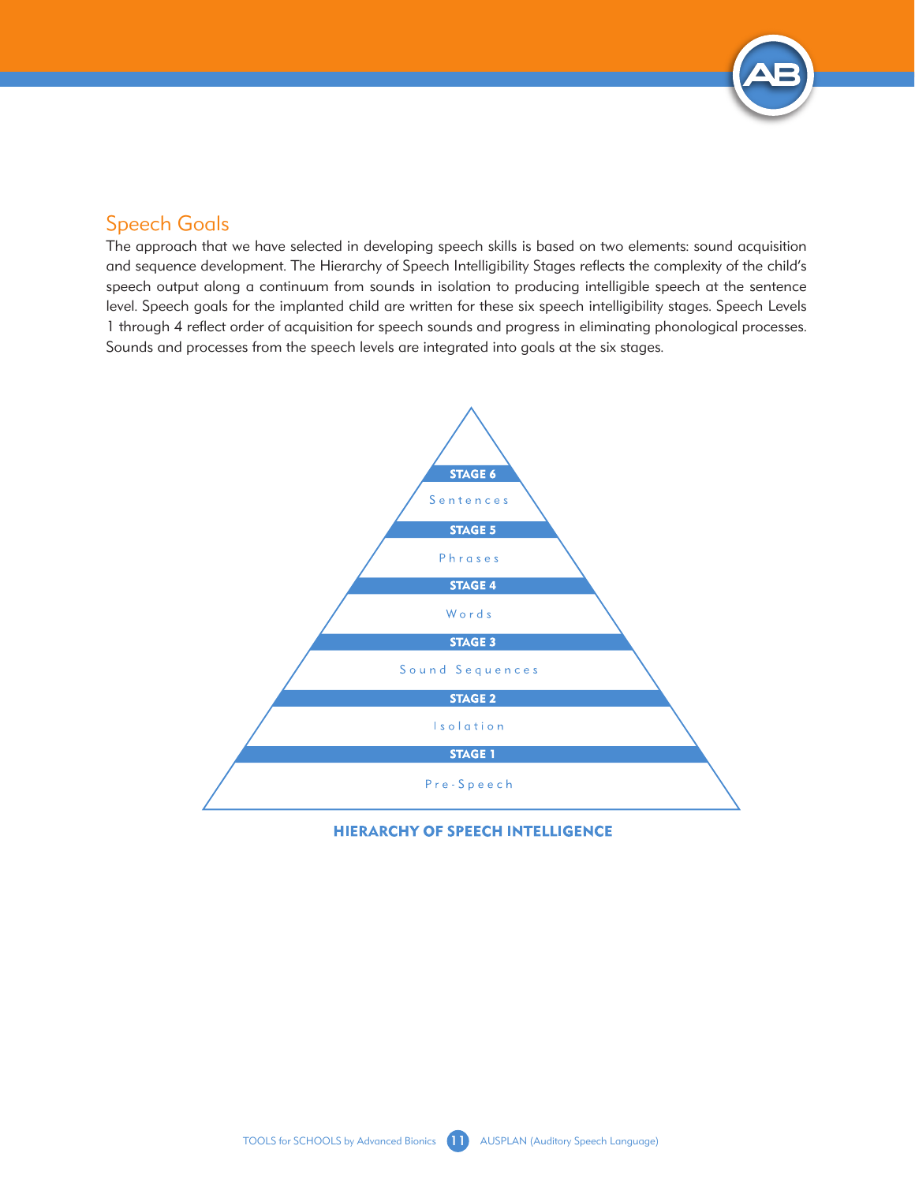## Speech Goals

The approach that we have selected in developing speech skills is based on two elements: sound acquisition and sequence development. The Hierarchy of Speech Intelligibility Stages reflects the complexity of the child's speech output along a continuum from sounds in isolation to producing intelligible speech at the sentence level. Speech goals for the implanted child are written for these six speech intelligibility stages. Speech Levels 1 through 4 reflect order of acquisition for speech sounds and progress in eliminating phonological processes. Sounds and processes from the speech levels are integrated into goals at the six stages.

STAGE 6
Sentences

STAGE 5
Phrases

STAGE 4
Words

STAGE 3
Sound Sequences

STAGE 2
Isolation

STAGE 1
Pre-Speech

**HIERARCHY OF SPEECH INTELLIGENCE**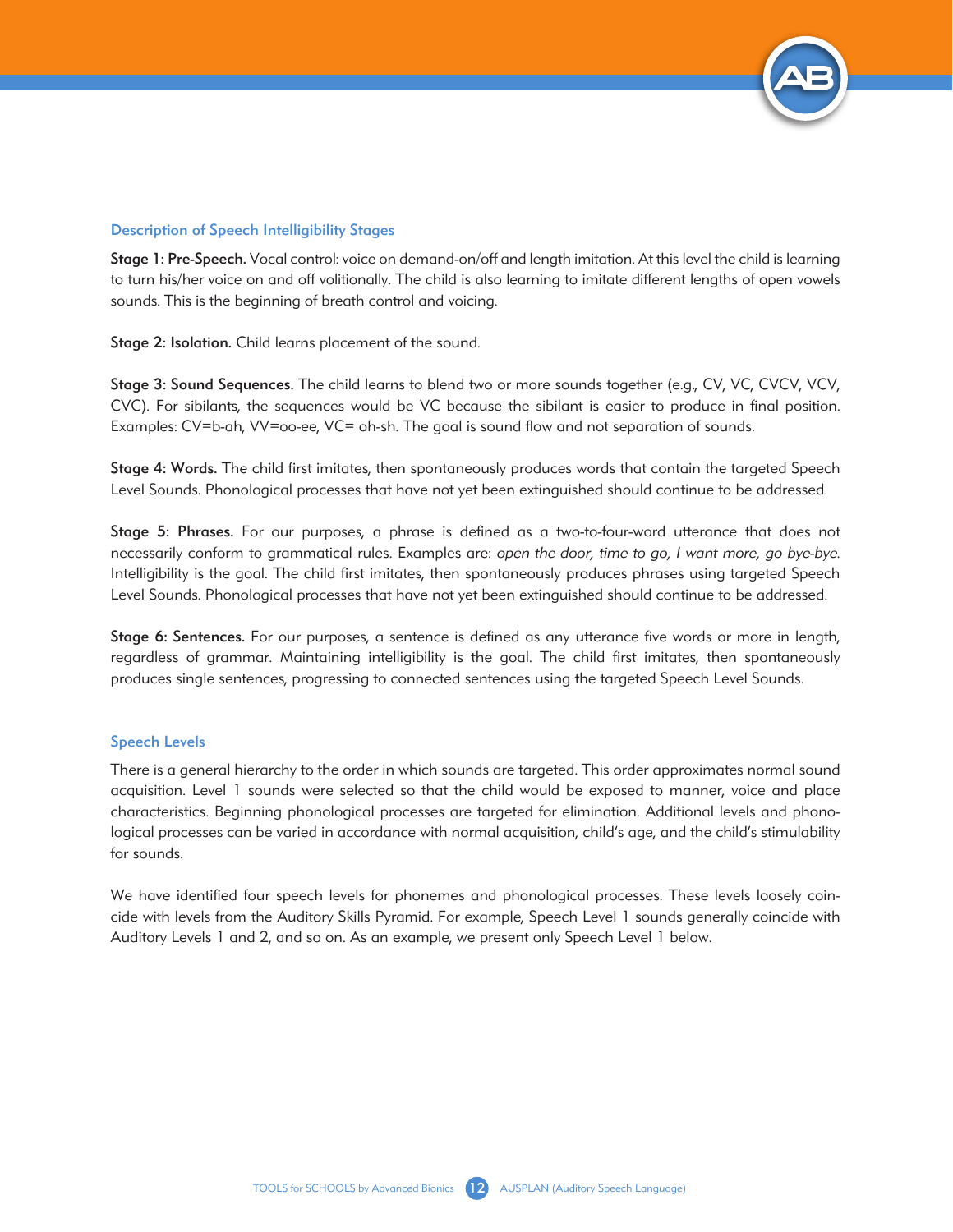## Description of Speech Intelligibility Stages

**Stage 1: Pre-Speech.** Vocal control: voice on demand-on/off and length imitation. At this level the child is learning to turn his/her voice on and off volitionally. The child is also learning to imitate different lengths of open vowels sounds. This is the beginning of breath control and voicing.

**Stage 2: Isolation.** Child learns placement of the sound.

**Stage 3: Sound Sequences.** The child learns to blend two or more sounds together (e.g., CV, VC, CVCV, VCV, CVC). For sibilants, the sequences would be VC because the sibilant is easier to produce in final position. Examples: CV=b-ah, VV=oo-ee, VC= oh-sh. The goal is sound flow and not separation of sounds.

**Stage 4: Words.** The child first imitates, then spontaneously produces words that contain the targeted Speech Level Sounds. Phonological processes that have not yet been extinguished should continue to be addressed.

**Stage 5: Phrases.** For our purposes, a phrase is defined as a two-to-four-word utterance that does not necessarily conform to grammatical rules. Examples are: *open the door, time to go, I want more, go bye-bye.* Intelligibility is the goal. The child first imitates, then spontaneously produces phrases using targeted Speech Level Sounds. Phonological processes that have not yet been extinguished should continue to be addressed.

**Stage 6: Sentences.** For our purposes, a sentence is defined as any utterance five words or more in length, regardless of grammar. Maintaining intelligibility is the goal. The child first imitates, then spontaneously produces single sentences, progressing to connected sentences using the targeted Speech Level Sounds.

## Speech Levels

There is a general hierarchy to the order in which sounds are targeted. This order approximates normal sound acquisition. Level 1 sounds were selected so that the child would be exposed to manner, voice and place characteristics. Beginning phonological processes are targeted for elimination. Additional levels and phonological processes can be varied in accordance with normal acquisition, child's age, and the child's stimulability for sounds.

We have identified four speech levels for phonemes and phonological processes. These levels loosely coincide with levels from the Auditory Skills Pyramid. For example, Speech Level 1 sounds generally coincide with Auditory Levels 1 and 2, and so on. As an example, we present only Speech Level 1 below.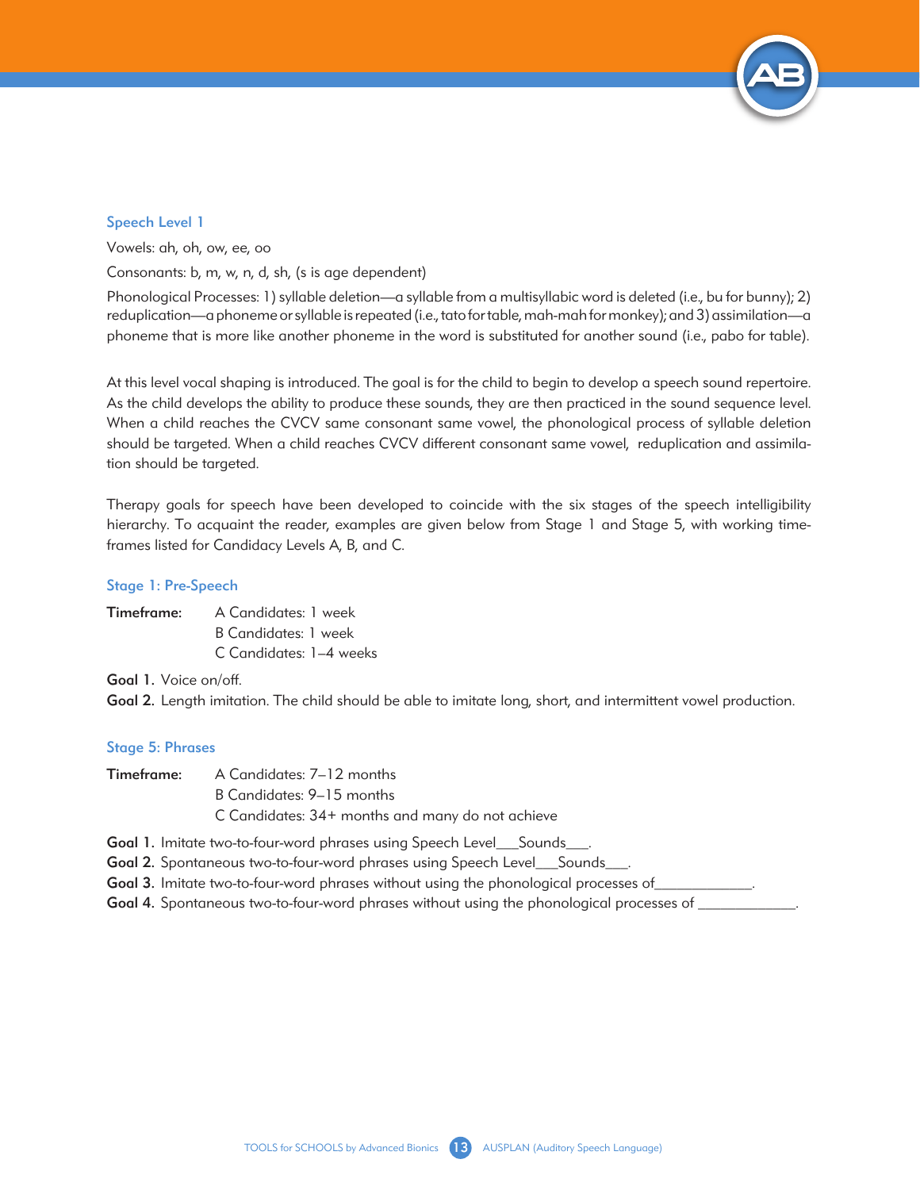### Speech Level 1

Vowels: ah, oh, ow, ee, oo

Consonants: b, m, w, n, d, sh, (s is age dependent)

Phonological Processes: 1) syllable deletion—a syllable from a multisyllabic word is deleted (i.e., bu for bunny); 2) reduplication—a phoneme or syllable is repeated (i.e., tato for table, mah-mah for monkey); and 3) assimilation—a phoneme that is more like another phoneme in the word is substituted for another sound (i.e., pabo for table).

At this level vocal shaping is introduced. The goal is for the child to begin to develop a speech sound repertoire. As the child develops the ability to produce these sounds, they are then practiced in the sound sequence level. When a child reaches the CVCV same consonant same vowel, the phonological process of syllable deletion should be targeted. When a child reaches CVCV different consonant same vowel, reduplication and assimilation should be targeted.

Therapy goals for speech have been developed to coincide with the six stages of the speech intelligibility hierarchy. To acquaint the reader, examples are given below from Stage 1 and Stage 5, with working timeframes listed for Candidacy Levels A, B, and C.

### Stage 1: Pre-Speech

**Timeframe:** A Candidates: 1 week
B Candidates: 1 week
C Candidates: 1–4 weeks

**Goal 1.** Voice on/off.

**Goal 2.** Length imitation. The child should be able to imitate long, short, and intermittent vowel production.

### Stage 5: Phrases

**Timeframe:** A Candidates: 7–12 months
B Candidates: 9–15 months
C Candidates: 34+ months and many do not achieve

**Goal 1.** Imitate two-to-four-word phrases using Speech Level___Sounds___.

**Goal 2.** Spontaneous two-to-four-word phrases using Speech Level___Sounds___.

**Goal 3.** Imitate two-to-four-word phrases without using the phonological processes of____________.

**Goal 4.** Spontaneous two-to-four-word phrases without using the phonological processes of ____________.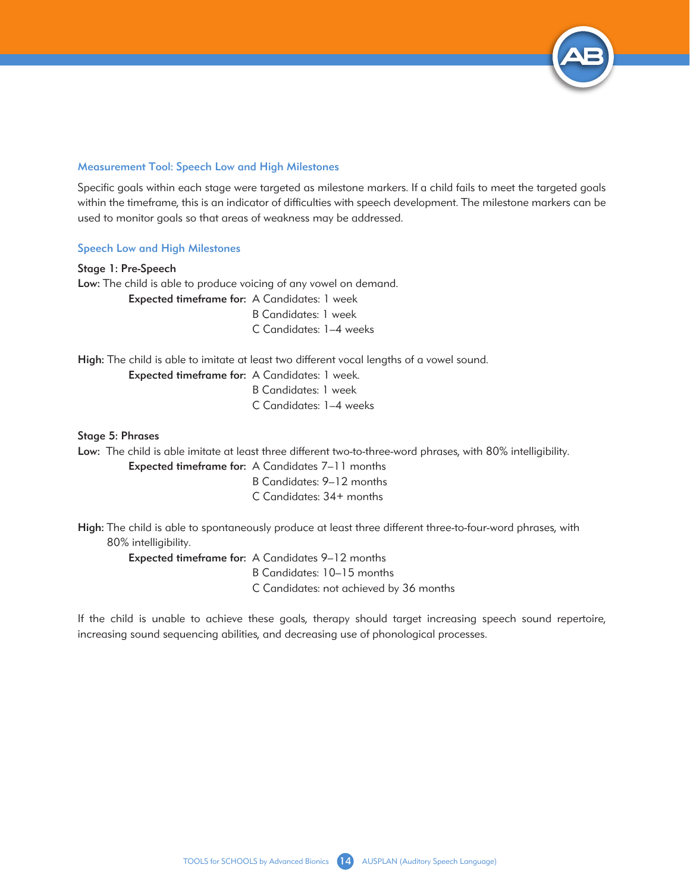## Measurement Tool: Speech Low and High Milestones

Specific goals within each stage were targeted as milestone markers. If a child fails to meet the targeted goals within the timeframe, this is an indicator of difficulties with speech development. The milestone markers can be used to monitor goals so that areas of weakness may be addressed.

### Speech Low and High Milestones

**Stage 1: Pre-Speech**

**Low:** The child is able to produce voicing of any vowel on demand.

**Expected timeframe for:** A Candidates: 1 week
B Candidates: 1 week
C Candidates: 1–4 weeks

**High:** The child is able to imitate at least two different vocal lengths of a vowel sound.

**Expected timeframe for:** A Candidates: 1 week.
B Candidates: 1 week
C Candidates: 1–4 weeks

**Stage 5: Phrases**

**Low:** The child is able imitate at least three different two-to-three-word phrases, with 80% intelligibility.

**Expected timeframe for:** A Candidates 7–11 months
B Candidates: 9–12 months
C Candidates: 34+ months

**High:** The child is able to spontaneously produce at least three different three-to-four-word phrases, with 80% intelligibility.

**Expected timeframe for:** A Candidates 9–12 months
B Candidates: 10–15 months
C Candidates: not achieved by 36 months

If the child is unable to achieve these goals, therapy should target increasing speech sound repertoire, increasing sound sequencing abilities, and decreasing use of phonological processes.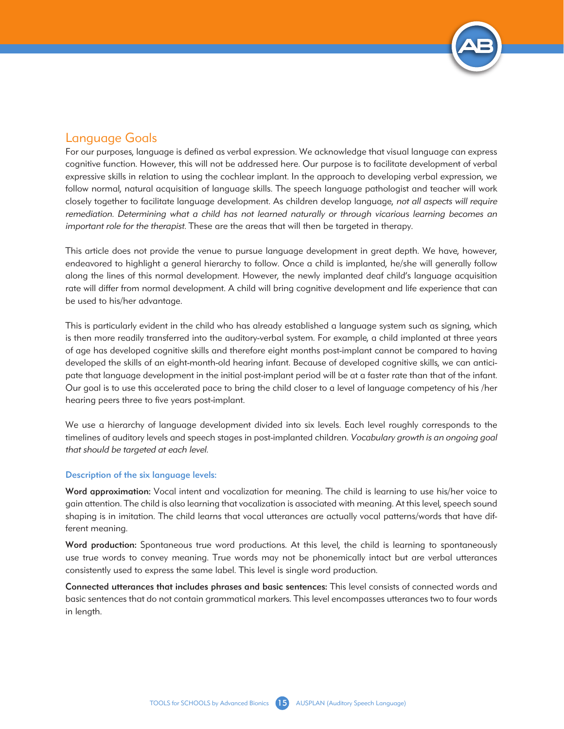## Language Goals

For our purposes, language is defined as verbal expression. We acknowledge that visual language can express cognitive function. However, this will not be addressed here. Our purpose is to facilitate development of verbal expressive skills in relation to using the cochlear implant. In the approach to developing verbal expression, we follow normal, natural acquisition of language skills. The speech language pathologist and teacher will work closely together to facilitate language development. As children develop language, *not all aspects will require remediation. Determining what a child has not learned naturally or through vicarious learning becomes an important role for the therapist.* These are the areas that will then be targeted in therapy.

This article does not provide the venue to pursue language development in great depth. We have, however, endeavored to highlight a general hierarchy to follow. Once a child is implanted, he/she will generally follow along the lines of this normal development. However, the newly implanted deaf child's language acquisition rate will differ from normal development. A child will bring cognitive development and life experience that can be used to his/her advantage.

This is particularly evident in the child who has already established a language system such as signing, which is then more readily transferred into the auditory-verbal system. For example, a child implanted at three years of age has developed cognitive skills and therefore eight months post-implant cannot be compared to having developed the skills of an eight-month-old hearing infant. Because of developed cognitive skills, we can anticipate that language development in the initial post-implant period will be at a faster rate than that of the infant. Our goal is to use this accelerated pace to bring the child closer to a level of language competency of his /her hearing peers three to five years post-implant.

We use a hierarchy of language development divided into six levels. Each level roughly corresponds to the timelines of auditory levels and speech stages in post-implanted children. *Vocabulary growth is an ongoing goal that should be targeted at each level.*

### Description of the six language levels:

**Word approximation:** Vocal intent and vocalization for meaning. The child is learning to use his/her voice to gain attention. The child is also learning that vocalization is associated with meaning. At this level, speech sound shaping is in imitation. The child learns that vocal utterances are actually vocal patterns/words that have different meaning.

**Word production:** Spontaneous true word productions. At this level, the child is learning to spontaneously use true words to convey meaning. True words may not be phonemically intact but are verbal utterances consistently used to express the same label. This level is single word production.

**Connected utterances that includes phrases and basic sentences:** This level consists of connected words and basic sentences that do not contain grammatical markers. This level encompasses utterances two to four words in length.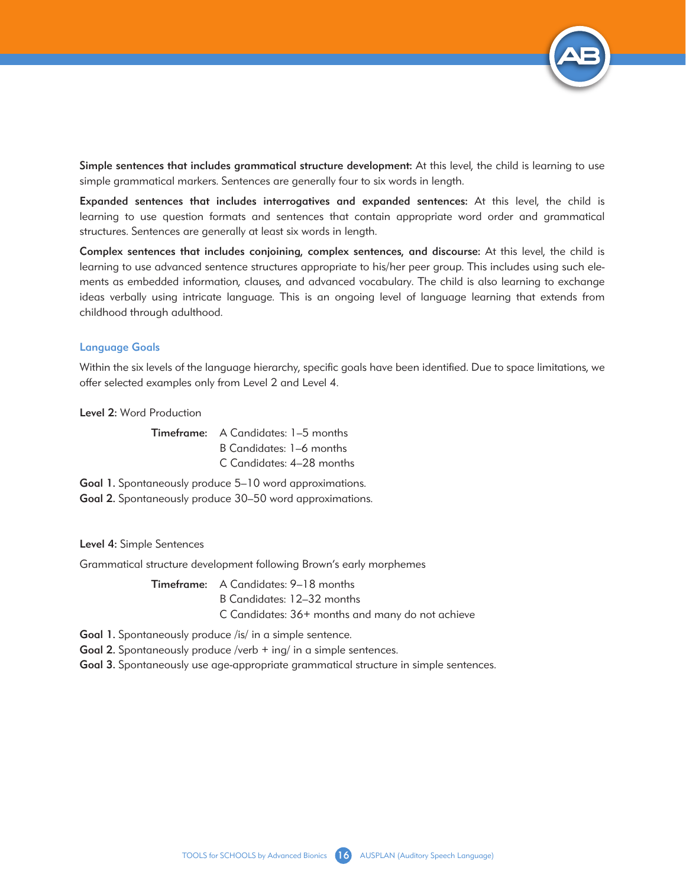**Simple sentences that includes grammatical structure development:** At this level, the child is learning to use simple grammatical markers. Sentences are generally four to six words in length.

**Expanded sentences that includes interrogatives and expanded sentences:** At this level, the child is learning to use question formats and sentences that contain appropriate word order and grammatical structures. Sentences are generally at least six words in length.

**Complex sentences that includes conjoining, complex sentences, and discourse:** At this level, the child is learning to use advanced sentence structures appropriate to his/her peer group. This includes using such elements as embedded information, clauses, and advanced vocabulary. The child is also learning to exchange ideas verbally using intricate language. This is an ongoing level of language learning that extends from childhood through adulthood.

### Language Goals

Within the six levels of the language hierarchy, specific goals have been identified. Due to space limitations, we offer selected examples only from Level 2 and Level 4.

**Level 2:** Word Production

**Timeframe:** A Candidates: 1–5 months
B Candidates: 1–6 months
C Candidates: 4–28 months

**Goal 1.** Spontaneously produce 5–10 word approximations.
**Goal 2.** Spontaneously produce 30–50 word approximations.

**Level 4:** Simple Sentences

Grammatical structure development following Brown's early morphemes

**Timeframe:** A Candidates: 9–18 months
B Candidates: 12–32 months
C Candidates: 36+ months and many do not achieve

**Goal 1.** Spontaneously produce /is/ in a simple sentence.
**Goal 2.** Spontaneously produce /verb + ing/ in a simple sentences.
**Goal 3.** Spontaneously use age-appropriate grammatical structure in simple sentences.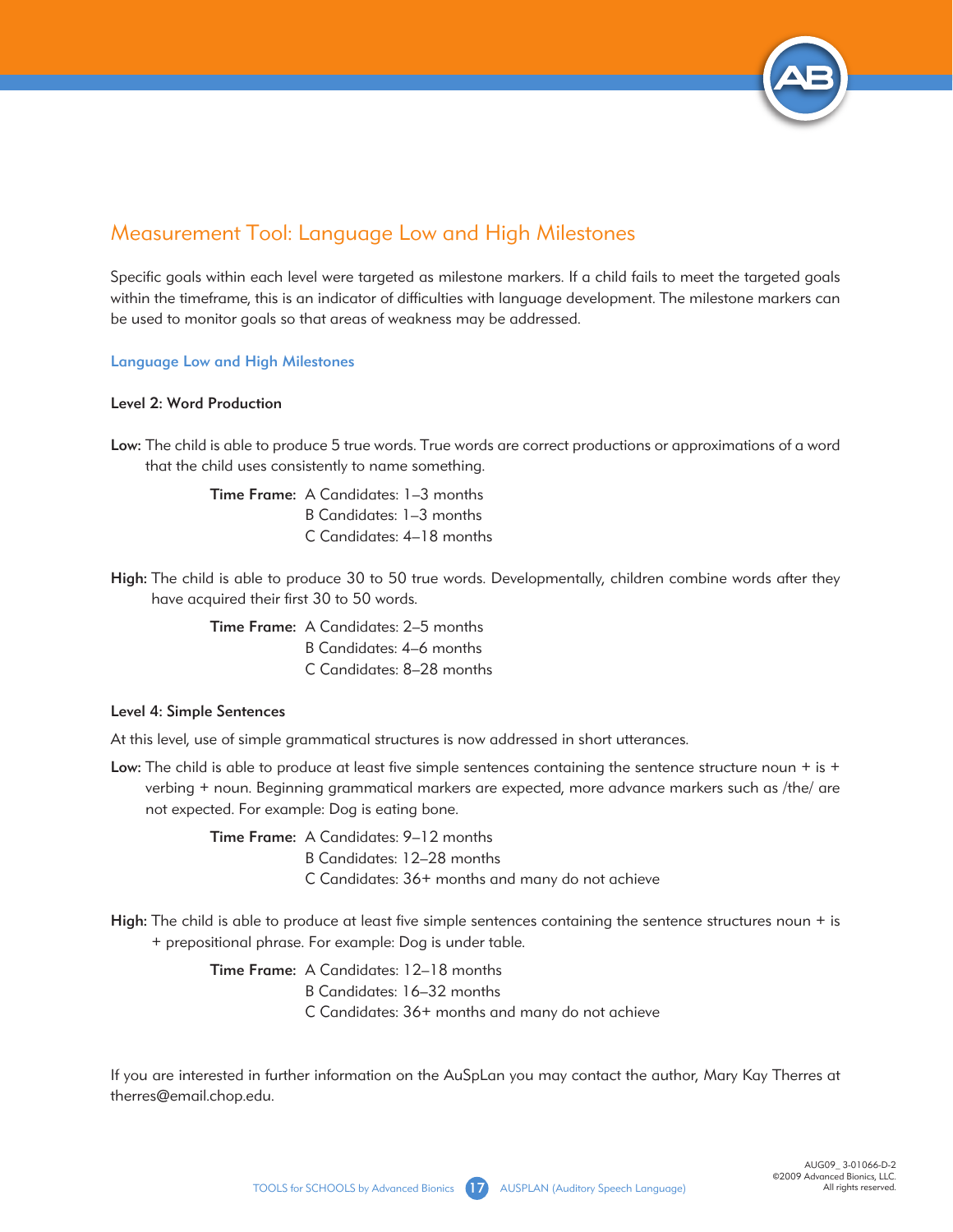## Measurement Tool: Language Low and High Milestones

Specific goals within each level were targeted as milestone markers. If a child fails to meet the targeted goals within the timeframe, this is an indicator of difficulties with language development. The milestone markers can be used to monitor goals so that areas of weakness may be addressed.

### Language Low and High Milestones

**Level 2: Word Production**

**Low:** The child is able to produce 5 true words. True words are correct productions or approximations of a word that the child uses consistently to name something.

**Time Frame:** A Candidates: 1–3 months
B Candidates: 1–3 months
C Candidates: 4–18 months

**High:** The child is able to produce 30 to 50 true words. Developmentally, children combine words after they have acquired their first 30 to 50 words.

**Time Frame:** A Candidates: 2–5 months
B Candidates: 4–6 months
C Candidates: 8–28 months

**Level 4: Simple Sentences**

At this level, use of simple grammatical structures is now addressed in short utterances.

**Low:** The child is able to produce at least five simple sentences containing the sentence structure noun + is + verbing + noun. Beginning grammatical markers are expected, more advance markers such as /the/ are not expected. For example: Dog is eating bone.

**Time Frame:** A Candidates: 9–12 months
B Candidates: 12–28 months
C Candidates: 36+ months and many do not achieve

**High:** The child is able to produce at least five simple sentences containing the sentence structures noun + is + prepositional phrase. For example: Dog is under table.

**Time Frame:** A Candidates: 12–18 months
B Candidates: 16–32 months
C Candidates: 36+ months and many do not achieve

If you are interested in further information on the AuSpLan you may contact the author, Mary Kay Therres at therres@email.chop.edu.

AUG09_ 3-01066-D-2
©2009 Advanced Bionics, LLC.
All rights reserved.